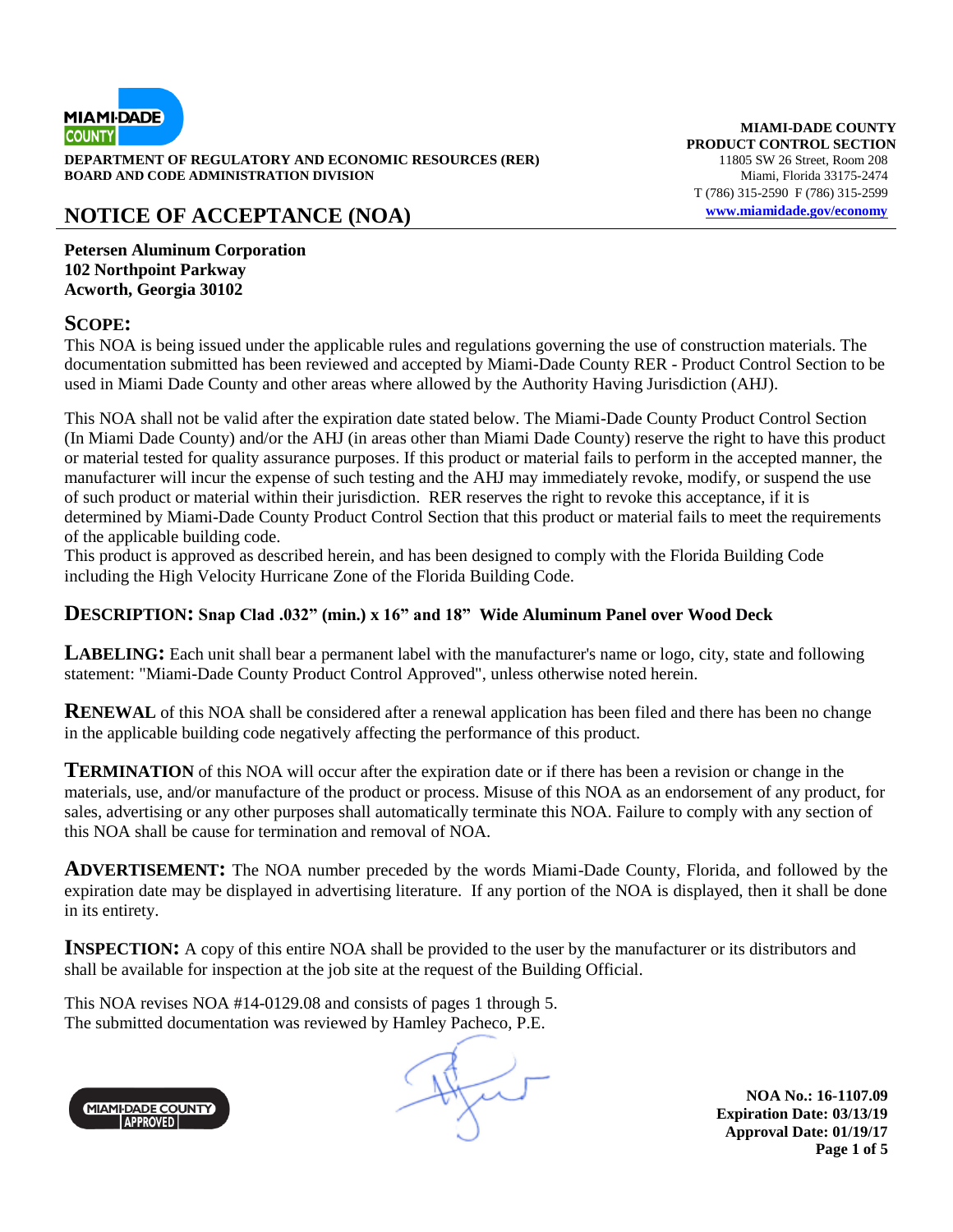MIAMI-DADE COUNTY

**DEPARTMENT OF REGULATORY AND ECONOMIC RESOURCES (RER)**
**BOARD AND CODE ADMINISTRATION DIVISION**

**MIAMI-DADE COUNTY**
**PRODUCT CONTROL SECTION**
11805 SW 26 Street, Room 208
Miami, Florida 33175-2474
T (786) 315-2590 F (786) 315-2599
www.miamidade.gov/economy

# NOTICE OF ACCEPTANCE (NOA)

**Petersen Aluminum Corporation**
**102 Northpoint Parkway**
**Acworth, Georgia 30102**

## SCOPE:

This NOA is being issued under the applicable rules and regulations governing the use of construction materials. The documentation submitted has been reviewed and accepted by Miami-Dade County RER - Product Control Section to be used in Miami Dade County and other areas where allowed by the Authority Having Jurisdiction (AHJ).

This NOA shall not be valid after the expiration date stated below. The Miami-Dade County Product Control Section (In Miami Dade County) and/or the AHJ (in areas other than Miami Dade County) reserve the right to have this product or material tested for quality assurance purposes. If this product or material fails to perform in the accepted manner, the manufacturer will incur the expense of such testing and the AHJ may immediately revoke, modify, or suspend the use of such product or material within their jurisdiction. RER reserves the right to revoke this acceptance, if it is determined by Miami-Dade County Product Control Section that this product or material fails to meet the requirements of the applicable building code.
This product is approved as described herein, and has been designed to comply with the Florida Building Code including the High Velocity Hurricane Zone of the Florida Building Code.

**DESCRIPTION: Snap Clad .032" (min.) x 16" and 18" Wide Aluminum Panel over Wood Deck**

**LABELING:** Each unit shall bear a permanent label with the manufacturer's name or logo, city, state and following statement: "Miami-Dade County Product Control Approved", unless otherwise noted herein.

**RENEWAL** of this NOA shall be considered after a renewal application has been filed and there has been no change in the applicable building code negatively affecting the performance of this product.

**TERMINATION** of this NOA will occur after the expiration date or if there has been a revision or change in the materials, use, and/or manufacture of the product or process. Misuse of this NOA as an endorsement of any product, for sales, advertising or any other purposes shall automatically terminate this NOA. Failure to comply with any section of this NOA shall be cause for termination and removal of NOA.

**ADVERTISEMENT:** The NOA number preceded by the words Miami-Dade County, Florida, and followed by the expiration date may be displayed in advertising literature. If any portion of the NOA is displayed, then it shall be done in its entirety.

**INSPECTION:** A copy of this entire NOA shall be provided to the user by the manufacturer or its distributors and shall be available for inspection at the job site at the request of the Building Official.

This NOA revises NOA #14-0129.08 and consists of pages 1 through 5.
The submitted documentation was reviewed by Hamley Pacheco, P.E.

MIAMI-DADE COUNTY APPROVED

**NOA No.: 16-1107.09**
**Expiration Date: 03/13/19**
**Approval Date: 01/19/17**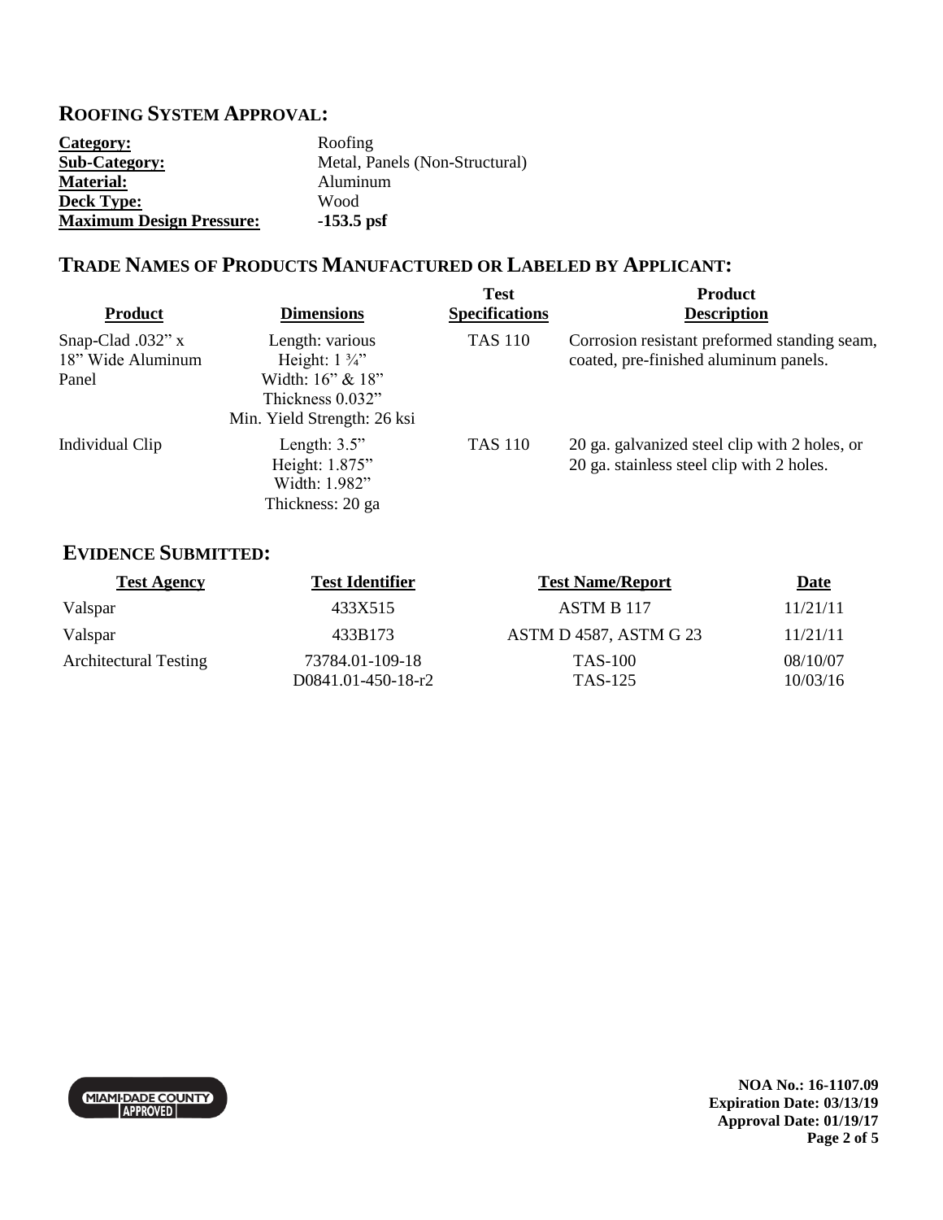## ROOFING SYSTEM APPROVAL:

| | |
|---|---|
| **Category:** | Roofing |
| **Sub-Category:** | Metal, Panels (Non-Structural) |
| **Material:** | Aluminum |
| **Deck Type:** | Wood |
| **Maximum Design Pressure:** | **-153.5 psf** |

## TRADE NAMES OF PRODUCTS MANUFACTURED OR LABELED BY APPLICANT:

| Product | Dimensions | Test Specifications | Product Description |
|---|---|---|---|
| Snap-Clad .032" x 18" Wide Aluminum Panel | Length: various<br>Height: 1 ¾"<br>Width: 16" & 18"<br>Thickness 0.032"<br>Min. Yield Strength: 26 ksi | TAS 110 | Corrosion resistant preformed standing seam, coated, pre-finished aluminum panels. |
| Individual Clip | Length: 3.5"<br>Height: 1.875"<br>Width: 1.982"<br>Thickness: 20 ga | TAS 110 | 20 ga. galvanized steel clip with 2 holes, or 20 ga. stainless steel clip with 2 holes. |

## EVIDENCE SUBMITTED:

| Test Agency | Test Identifier | Test Name/Report | Date |
|---|---|---|---|
| Valspar | 433X515 | ASTM B 117 | 11/21/11 |
| Valspar | 433B173 | ASTM D 4587, ASTM G 23 | 11/21/11 |
| Architectural Testing | 73784.01-109-18<br>D0841.01-450-18-r2 | TAS-100<br>TAS-125 | 08/10/07<br>10/03/16 |

MIAMI-DADE COUNTY APPROVED

**NOA No.: 16-1107.09**
**Expiration Date: 03/13/19**
**Approval Date: 01/19/17**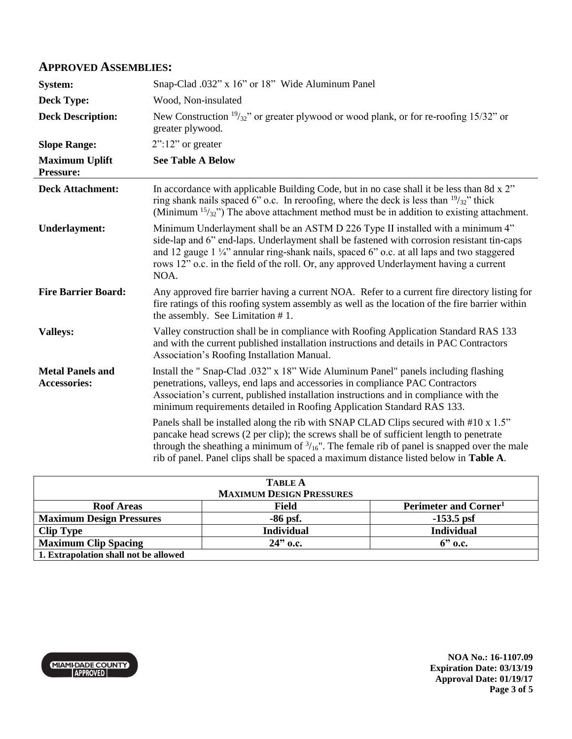## APPROVED ASSEMBLIES:

| | |
|---|---|
| **System:** | Snap-Clad .032" x 16" or 18" Wide Aluminum Panel |
| **Deck Type:** | Wood, Non-insulated |
| **Deck Description:** | New Construction $^{19}/_{32}$" or greater plywood or wood plank, or for re-roofing 15/32" or greater plywood. |
| **Slope Range:** | 2":12" or greater |
| **Maximum Uplift Pressure:** | **See Table A Below** |

**Deck Attachment:** In accordance with applicable Building Code, but in no case shall it be less than 8d x 2" ring shank nails spaced 6" o.c. In reroofing, where the deck is less than $^{19}/_{32}$" thick (Minimum $^{15}/_{32}$") The above attachment method must be in addition to existing attachment.

**Underlayment:** Minimum Underlayment shall be an ASTM D 226 Type II installed with a minimum 4" side-lap and 6" end-laps. Underlayment shall be fastened with corrosion resistant tin-caps and 12 gauge 1 ¼" annular ring-shank nails, spaced 6" o.c. at all laps and two staggered rows 12" o.c. in the field of the roll. Or, any approved Underlayment having a current NOA.

**Fire Barrier Board:** Any approved fire barrier having a current NOA. Refer to a current fire directory listing for fire ratings of this roofing system assembly as well as the location of the fire barrier within the assembly. See Limitation # 1.

**Valleys:** Valley construction shall be in compliance with Roofing Application Standard RAS 133 and with the current published installation instructions and details in PAC Contractors Association's Roofing Installation Manual.

**Metal Panels and Accessories:** Install the " Snap-Clad .032" x 18" Wide Aluminum Panel" panels including flashing penetrations, valleys, end laps and accessories in compliance PAC Contractors Association's current, published installation instructions and in compliance with the minimum requirements detailed in Roofing Application Standard RAS 133.

Panels shall be installed along the rib with SNAP CLAD Clips secured with #10 x 1.5" pancake head screws (2 per clip); the screws shall be of sufficient length to penetrate through the sheathing a minimum of $^{3}/_{16}$". The female rib of panel is snapped over the male rib of panel. Panel clips shall be spaced a maximum distance listed below in **Table A**.

**TABLE A**
**MAXIMUM DESIGN PRESSURES**

| Roof Areas | Field | Perimeter and Corner[1] |
|---|---|---|
| **Maximum Design Pressures** | **-86 psf.** | **-153.5 psf** |
| **Clip Type** | **Individual** | **Individual** |
| **Maximum Clip Spacing** | **24" o.c.** | **6" o.c.** |

**1. Extrapolation shall not be allowed**

**NOA No.: 16-1107.09**
**Expiration Date: 03/13/19**
**Approval Date: 01/19/17**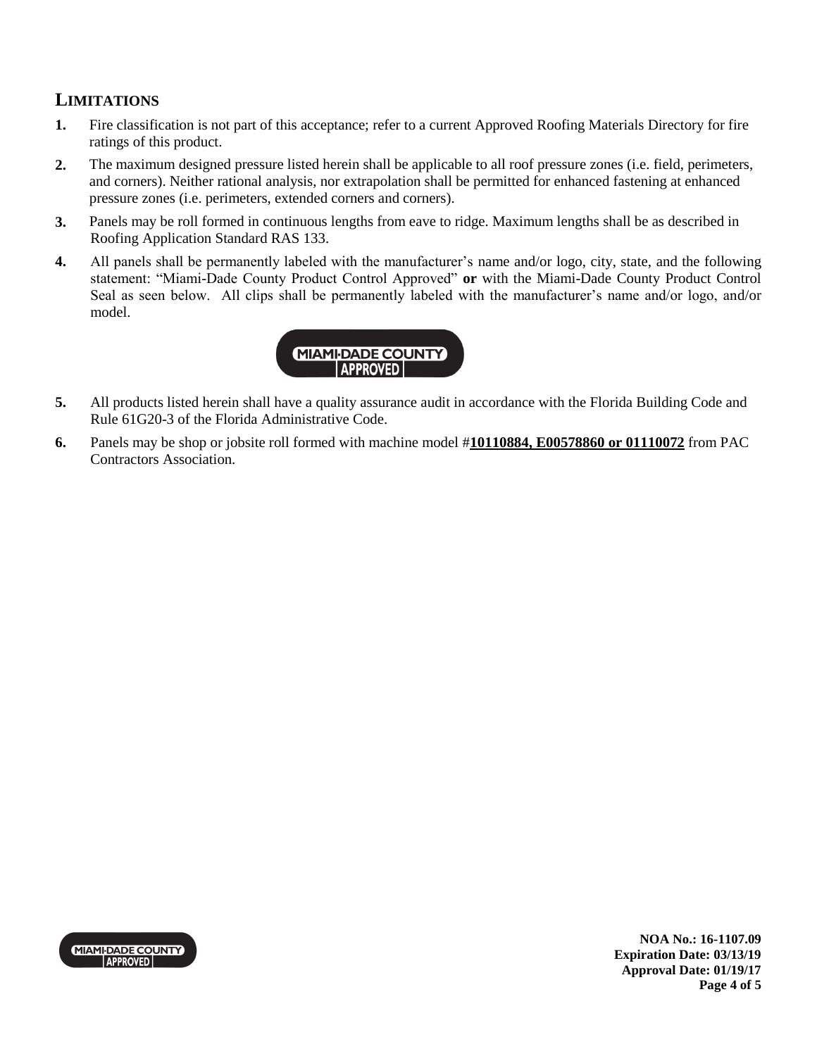## LIMITATIONS

1. Fire classification is not part of this acceptance; refer to a current Approved Roofing Materials Directory for fire ratings of this product.
2. The maximum designed pressure listed herein shall be applicable to all roof pressure zones (i.e. field, perimeters, and corners). Neither rational analysis, nor extrapolation shall be permitted for enhanced fastening at enhanced pressure zones (i.e. perimeters, extended corners and corners).
3. Panels may be roll formed in continuous lengths from eave to ridge. Maximum lengths shall be as described in Roofing Application Standard RAS 133.
4. All panels shall be permanently labeled with the manufacturer's name and/or logo, city, state, and the following statement: "Miami-Dade County Product Control Approved" **or** with the Miami-Dade County Product Control Seal as seen below. All clips shall be permanently labeled with the manufacturer's name and/or logo, and/or model.

MIAMI-DADE COUNTY APPROVED

5. All products listed herein shall have a quality assurance audit in accordance with the Florida Building Code and Rule 61G20-3 of the Florida Administrative Code.
6. Panels may be shop or jobsite roll formed with machine model #**10110884, E00578860 or 01110072** from PAC Contractors Association.

**NOA No.: 16-1107.09**
**Expiration Date: 03/13/19**
**Approval Date: 01/19/17**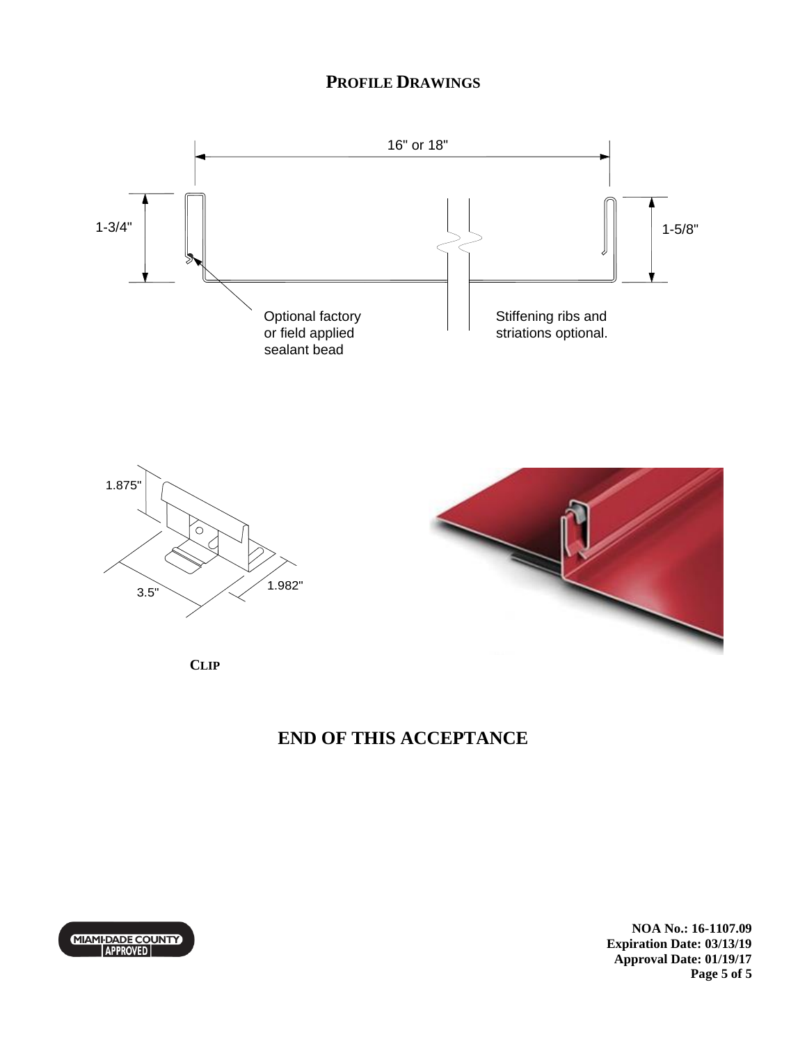## PROFILE DRAWINGS

16" or 18"

1-3/4"

1-5/8"

Optional factory or field applied sealant bead

Stiffening ribs and striations optional.

1.875"

3.5"

1.982"

**CLIP**

## END OF THIS ACCEPTANCE

MIAMI-DADE COUNTY APPROVED

**NOA No.: 16-1107.09**
**Expiration Date: 03/13/19**
**Approval Date: 01/19/17**